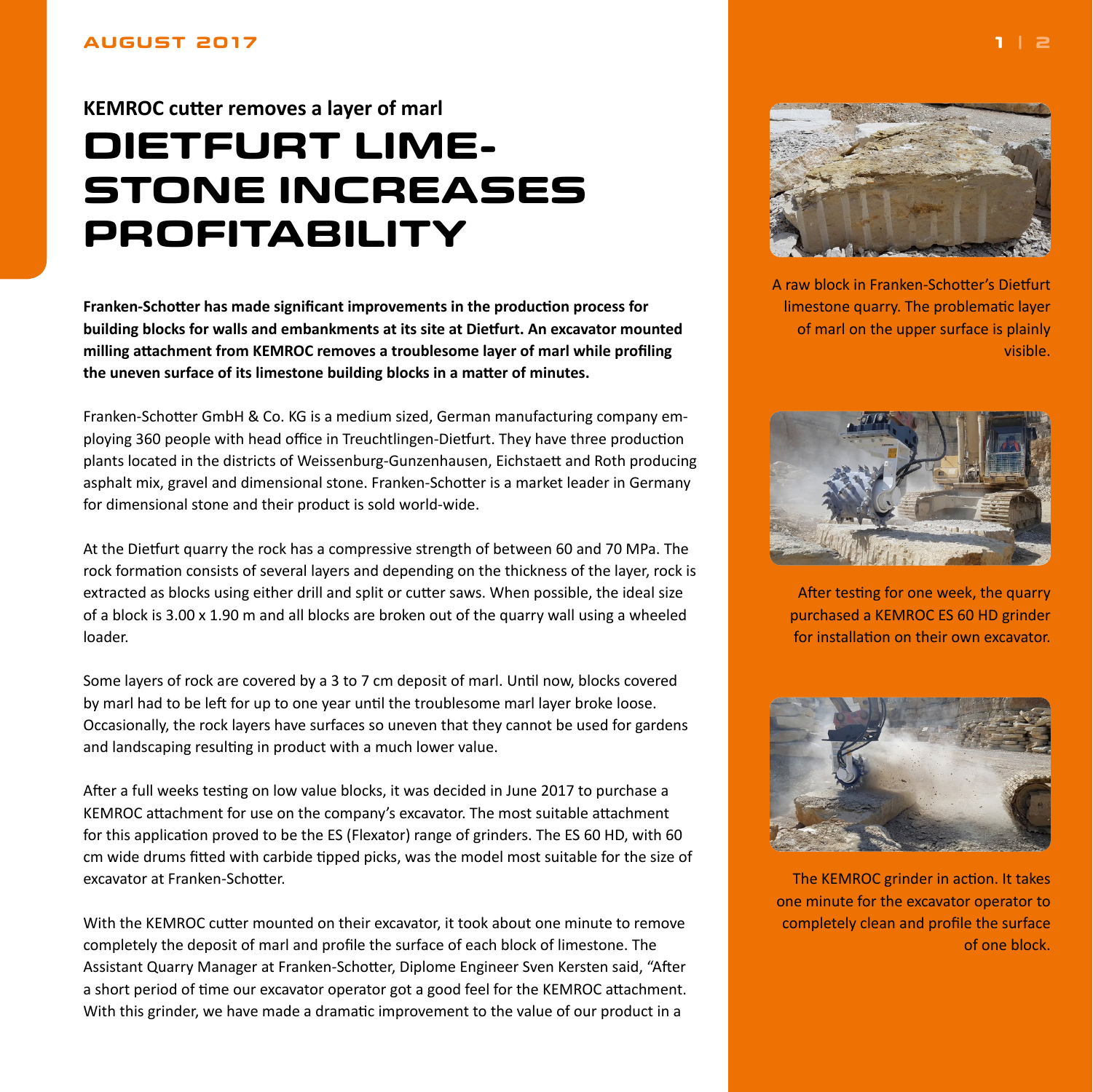KEMROC cutter removes a layer of marl

# DIETFURT LIMESTONE INCREASES PROFITABILITY

**Franken-Schotter has made significant improvements in the production process for building blocks for walls and embankments at its site at Dietfurt. An excavator mounted milling attachment from KEMROC removes a troublesome layer of marl while profiling the uneven surface of its limestone building blocks in a matter of minutes.**

Franken-Schotter GmbH & Co. KG is a medium sized, German manufacturing company employing 360 people with head office in Treuchtlingen-Dietfurt. They have three production plants located in the districts of Weissenburg-Gunzenhausen, Eichstaett and Roth producing asphalt mix, gravel and dimensional stone. Franken-Schotter is a market leader in Germany for dimensional stone and their product is sold world-wide.

At the Dietfurt quarry the rock has a compressive strength of between 60 and 70 MPa. The rock formation consists of several layers and depending on the thickness of the layer, rock is extracted as blocks using either drill and split or cutter saws. When possible, the ideal size of a block is 3.00 x 1.90 m and all blocks are broken out of the quarry wall using a wheeled loader.

Some layers of rock are covered by a 3 to 7 cm deposit of marl. Until now, blocks covered by marl had to be left for up to one year until the troublesome marl layer broke loose. Occasionally, the rock layers have surfaces so uneven that they cannot be used for gardens and landscaping resulting in product with a much lower value.

After a full weeks testing on low value blocks, it was decided in June 2017 to purchase a KEMROC attachment for use on the company's excavator. The most suitable attachment for this application proved to be the ES (Flexator) range of grinders. The ES 60 HD, with 60 cm wide drums fitted with carbide tipped picks, was the model most suitable for the size of excavator at Franken-Schotter.

With the KEMROC cutter mounted on their excavator, it took about one minute to remove completely the deposit of marl and profile the surface of each block of limestone. The Assistant Quarry Manager at Franken-Schotter, Diplome Engineer Sven Kersten said, "After a short period of time our excavator operator got a good feel for the KEMROC attachment. With this grinder, we have made a dramatic improvement to the value of our product in a

A raw block in Franken-Schotter's Dietfurt limestone quarry. The problematic layer of marl on the upper surface is plainly visible.

After testing for one week, the quarry purchased a KEMROC ES 60 HD grinder for installation on their own excavator.

The KEMROC grinder in action. It takes one minute for the excavator operator to completely clean and profile the surface of one block.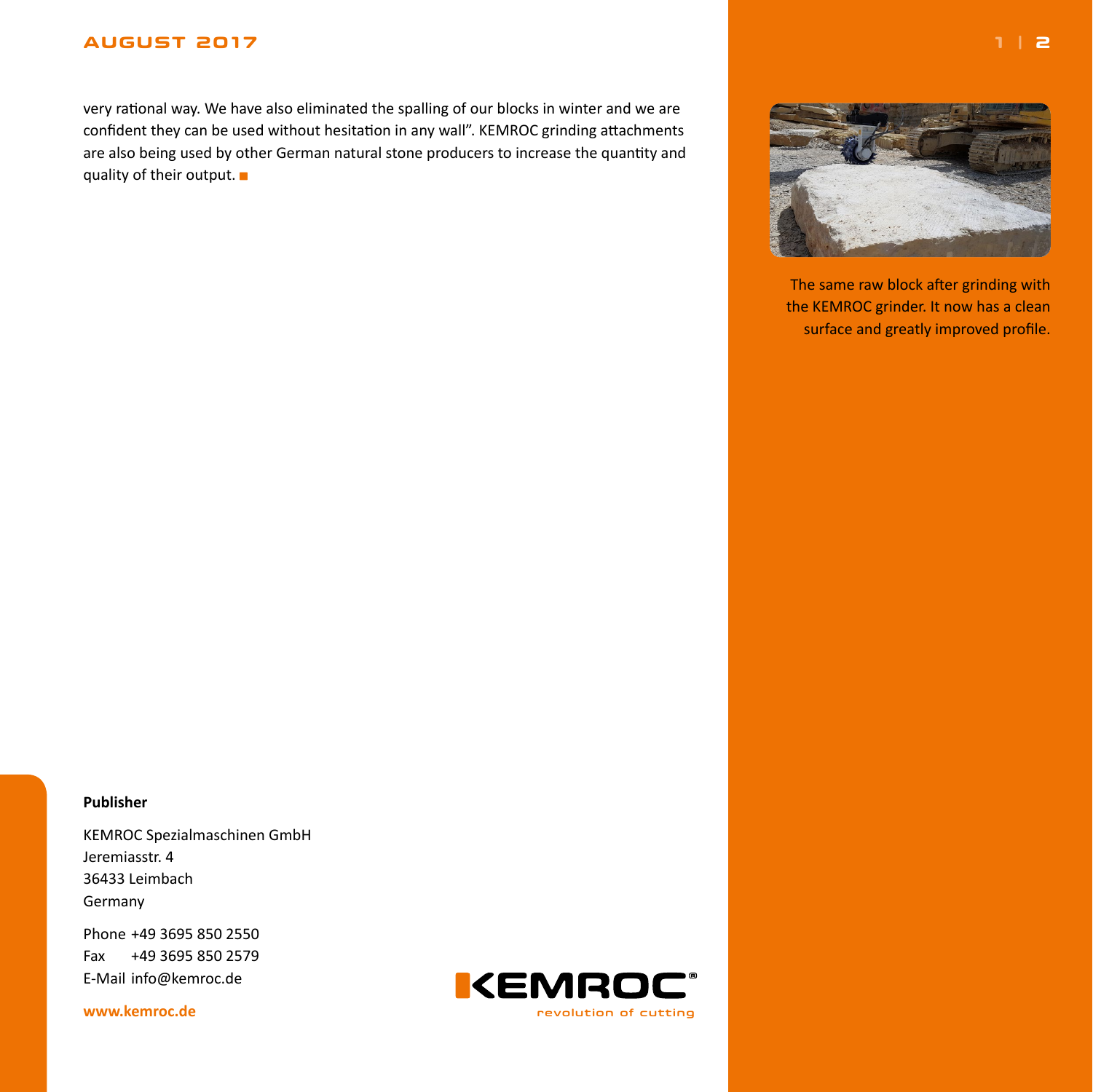very rational way. We have also eliminated the spalling of our blocks in winter and we are confident they can be used without hesitation in any wall”. KEMROC grinding attachments are also being used by other German natural stone producers to increase the quantity and quality of their output. ■

The same raw block after grinding with the KEMROC grinder. It now has a clean surface and greatly improved profile.

**Publisher**

KEMROC Spezialmaschinen GmbH
Jeremiasstr. 4
36433 Leimbach
Germany

Phone +49 3695 850 2550
Fax +49 3695 850 2579
E-Mail info@kemroc.de

**www.kemroc.de**

KEMROC®
revolution of cutting